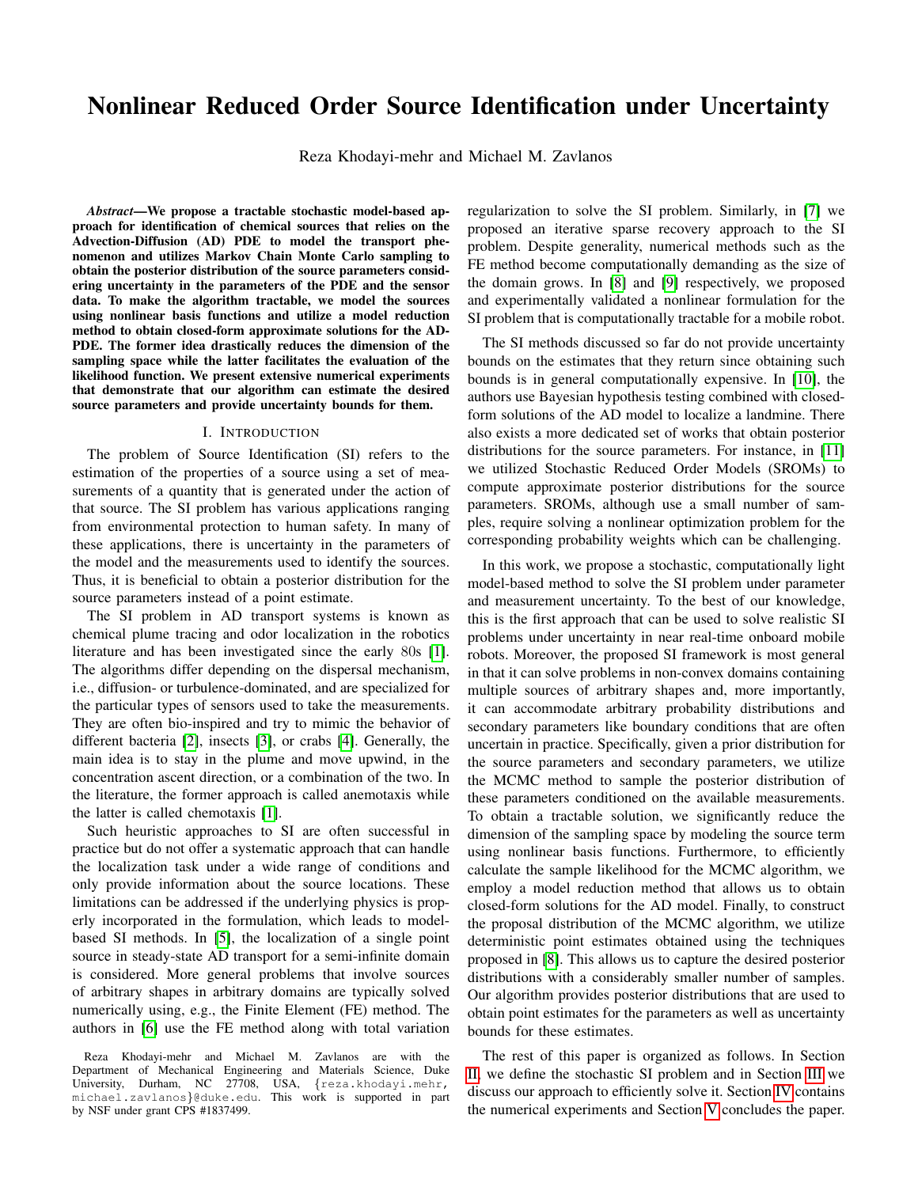# Nonlinear Reduced Order Source Identification under Uncertainty

Reza Khodayi-mehr and Michael M. Zavlanos

***Abstract*—We propose a tractable stochastic model-based approach for identification of chemical sources that relies on the Advection-Diffusion (AD) PDE to model the transport phenomenon and utilizes Markov Chain Monte Carlo sampling to obtain the posterior distribution of the source parameters considering uncertainty in the parameters of the PDE and the sensor data. To make the algorithm tractable, we model the sources using nonlinear basis functions and utilize a model reduction method to obtain closed-form approximate solutions for the AD-PDE. The former idea drastically reduces the dimension of the sampling space while the latter facilitates the evaluation of the likelihood function. We present extensive numerical experiments that demonstrate that our algorithm can estimate the desired source parameters and provide uncertainty bounds for them.**

## I. Introduction

The problem of Source Identification (SI) refers to the estimation of the properties of a source using a set of measurements of a quantity that is generated under the action of that source. The SI problem has various applications ranging from environmental protection to human safety. In many of these applications, there is uncertainty in the parameters of the model and the measurements used to identify the sources. Thus, it is beneficial to obtain a posterior distribution for the source parameters instead of a point estimate.

The SI problem in AD transport systems is known as chemical plume tracing and odor localization in the robotics literature and has been investigated since the early 80s [1]. The algorithms differ depending on the dispersal mechanism, i.e., diffusion- or turbulence-dominated, and are specialized for the particular types of sensors used to take the measurements. They are often bio-inspired and try to mimic the behavior of different bacteria [2], insects [3], or crabs [4]. Generally, the main idea is to stay in the plume and move upwind, in the concentration ascent direction, or a combination of the two. In the literature, the former approach is called anemotaxis while the latter is called chemotaxis [1].

Such heuristic approaches to SI are often successful in practice but do not offer a systematic approach that can handle the localization task under a wide range of conditions and only provide information about the source locations. These limitations can be addressed if the underlying physics is properly incorporated in the formulation, which leads to model-based SI methods. In [5], the localization of a single point source in steady-state AD transport for a semi-infinite domain is considered. More general problems that involve sources of arbitrary shapes in arbitrary domains are typically solved numerically using, e.g., the Finite Element (FE) method. The authors in [6] use the FE method along with total variation regularization to solve the SI problem. Similarly, in [7] we proposed an iterative sparse recovery approach to the SI problem. Despite generality, numerical methods such as the FE method become computationally demanding as the size of the domain grows. In [8] and [9] respectively, we proposed and experimentally validated a nonlinear formulation for the SI problem that is computationally tractable for a mobile robot.

The SI methods discussed so far do not provide uncertainty bounds on the estimates that they return since obtaining such bounds is in general computationally expensive. In [10], the authors use Bayesian hypothesis testing combined with closed-form solutions of the AD model to localize a landmine. There also exists a more dedicated set of works that obtain posterior distributions for the source parameters. For instance, in [11] we utilized Stochastic Reduced Order Models (SROMs) to compute approximate posterior distributions for the source parameters. SROMs, although use a small number of samples, require solving a nonlinear optimization problem for the corresponding probability weights which can be challenging.

In this work, we propose a stochastic, computationally light model-based method to solve the SI problem under parameter and measurement uncertainty. To the best of our knowledge, this is the first approach that can be used to solve realistic SI problems under uncertainty in near real-time onboard mobile robots. Moreover, the proposed SI framework is most general in that it can solve problems in non-convex domains containing multiple sources of arbitrary shapes and, more importantly, it can accommodate arbitrary probability distributions and secondary parameters like boundary conditions that are often uncertain in practice. Specifically, given a prior distribution for the source parameters and secondary parameters, we utilize the MCMC method to sample the posterior distribution of these parameters conditioned on the available measurements. To obtain a tractable solution, we significantly reduce the dimension of the sampling space by modeling the source term using nonlinear basis functions. Furthermore, to efficiently calculate the sample likelihood for the MCMC algorithm, we employ a model reduction method that allows us to obtain closed-form solutions for the AD model. Finally, to construct the proposal distribution of the MCMC algorithm, we utilize deterministic point estimates obtained using the techniques proposed in [8]. This allows us to capture the desired posterior distributions with a considerably smaller number of samples. Our algorithm provides posterior distributions that are used to obtain point estimates for the parameters as well as uncertainty bounds for these estimates.

The rest of this paper is organized as follows. In Section II, we define the stochastic SI problem and in Section III we discuss our approach to efficiently solve it. Section IV contains the numerical experiments and Section V concludes the paper.

Reza Khodayi-mehr and Michael M. Zavlanos are with the Department of Mechanical Engineering and Materials Science, Duke University, Durham, NC 27708, USA, {reza.khodayi.mehr, michael.zavlanos}@duke.edu. This work is supported in part by NSF under grant CPS #1837499.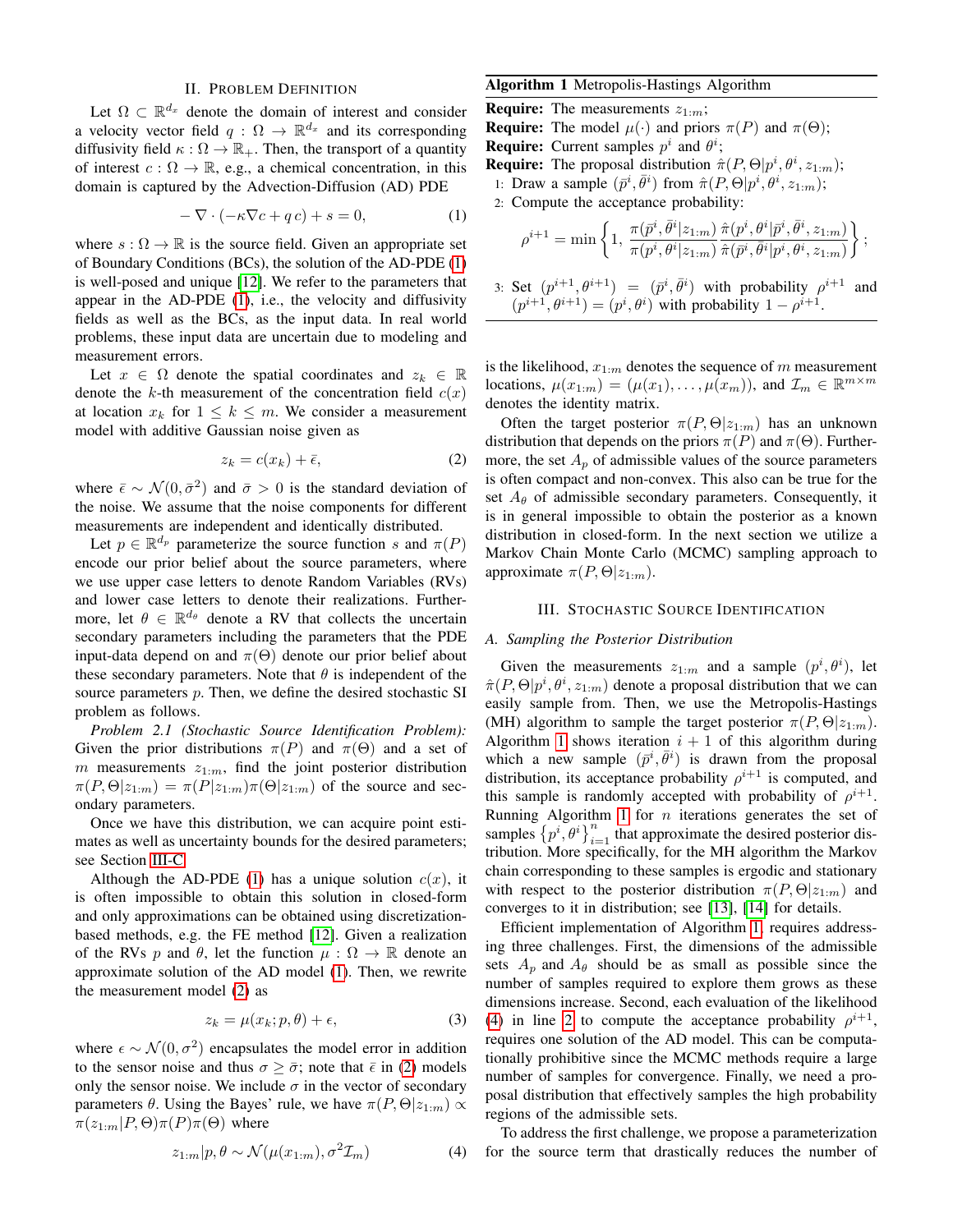## II. Problem Definition

Let $\Omega \subset \mathbb{R}^{d_x}$ denote the domain of interest and consider a velocity vector field $q : \Omega \to \mathbb{R}^{d_x}$ and its corresponding diffusivity field $\kappa : \Omega \to \mathbb{R}_+$. Then, the transport of a quantity of interest $c : \Omega \to \mathbb{R}$, e.g., a chemical concentration, in this domain is captured by the Advection-Diffusion (AD) PDE

$$-\nabla \cdot (-\kappa \nabla c + q\, c) + s = 0, \tag{1}$$

where $s : \Omega \to \mathbb{R}$ is the source field. Given an appropriate set of Boundary Conditions (BCs), the solution of the AD-PDE (1) is well-posed and unique [12]. We refer to the parameters that appear in the AD-PDE (1), i.e., the velocity and diffusivity fields as well as the BCs, as the input data. In real world problems, these input data are uncertain due to modeling and measurement errors.

Let $x \in \Omega$ denote the spatial coordinates and $z_k \in \mathbb{R}$ denote the $k$-th measurement of the concentration field $c(x)$ at location $x_k$ for $1 \leq k \leq m$. We consider a measurement model with additive Gaussian noise given as

$$z_k = c(x_k) + \bar{\epsilon}, \tag{2}$$

where $\bar{\epsilon} \sim \mathcal{N}(0, \bar{\sigma}^2)$ and $\bar{\sigma} > 0$ is the standard deviation of the noise. We assume that the noise components for different measurements are independent and identically distributed.

Let $p \in \mathbb{R}^{d_p}$ parameterize the source function $s$ and $\pi(P)$ encode our prior belief about the source parameters, where we use upper case letters to denote Random Variables (RVs) and lower case letters to denote their realizations. Furthermore, let $\theta \in \mathbb{R}^{d_\theta}$ denote a RV that collects the uncertain secondary parameters including the parameters that the PDE input-data depend on and $\pi(\Theta)$ denote our prior belief about these secondary parameters. Note that $\theta$ is independent of the source parameters $p$. Then, we define the desired stochastic SI problem as follows.

*Problem 2.1 (Stochastic Source Identification Problem):* Given the prior distributions $\pi(P)$ and $\pi(\Theta)$ and a set of $m$ measurements $z_{1:m}$, find the joint posterior distribution $\pi(P, \Theta | z_{1:m}) = \pi(P|z_{1:m})\pi(\Theta|z_{1:m})$ of the source and secondary parameters.

Once we have this distribution, we can acquire point estimates as well as uncertainty bounds for the desired parameters; see Section III-C.

Although the AD-PDE (1) has a unique solution $c(x)$, it is often impossible to obtain this solution in closed-form and only approximations can be obtained using discretization-based methods, e.g. the FE method [12]. Given a realization of the RVs $p$ and $\theta$, let the function $\mu : \Omega \to \mathbb{R}$ denote an approximate solution of the AD model (1). Then, we rewrite the measurement model (2) as

$$z_k = \mu(x_k; p, \theta) + \epsilon, \tag{3}$$

where $\epsilon \sim \mathcal{N}(0, \sigma^2)$ encapsulates the model error in addition to the sensor noise and thus $\sigma \geq \bar{\sigma}$; note that $\bar{\epsilon}$ in (2) models only the sensor noise. We include $\sigma$ in the vector of secondary parameters $\theta$. Using the Bayes' rule, we have $\pi(P, \Theta | z_{1:m}) \propto \pi(z_{1:m}|P, \Theta)\pi(P)\pi(\Theta)$ where

$$z_{1:m}|p, \theta \sim \mathcal{N}(\mu(x_{1:m}), \sigma^2 \mathcal{I}_m) \tag{4}$$

is the likelihood, $x_{1:m}$ denotes the sequence of $m$ measurement locations, $\mu(x_{1:m}) = (\mu(x_1), \ldots, \mu(x_m))$, and $\mathcal{I}_m \in \mathbb{R}^{m \times m}$ denotes the identity matrix.

Often the target posterior $\pi(P, \Theta|z_{1:m})$ has an unknown distribution that depends on the priors $\pi(P)$ and $\pi(\Theta)$. Furthermore, the set $A_p$ of admissible values of the source parameters is often compact and non-convex. This also can be true for the set $A_\theta$ of admissible secondary parameters. Consequently, it is in general impossible to obtain the posterior as a known distribution in closed-form. In the next section we utilize a Markov Chain Monte Carlo (MCMC) sampling approach to approximate $\pi(P, \Theta|z_{1:m})$.

**Algorithm 1** Metropolis-Hastings Algorithm

**Require:** The measurements $z_{1:m}$;
**Require:** The model $\mu(\cdot)$ and priors $\pi(P)$ and $\pi(\Theta)$;
**Require:** Current samples $p^i$ and $\theta^i$;
**Require:** The proposal distribution $\hat{\pi}(P, \Theta | p^i, \theta^i, z_{1:m})$;

1: Draw a sample $(\bar{p}^i, \bar{\theta}^i)$ from $\hat{\pi}(P, \Theta | p^i, \theta^i, z_{1:m})$;
2: Compute the acceptance probability:

$$\rho^{i+1} = \min\left\{1,\ \frac{\pi(\bar{p}^i, \bar{\theta}^i | z_{1:m})}{\pi(p^i, \theta^i | z_{1:m})} \frac{\hat{\pi}(p^i, \theta^i | \bar{p}^i, \bar{\theta}^i, z_{1:m})}{\hat{\pi}(\bar{p}^i, \bar{\theta}^i | p^i, \theta^i, z_{1:m})}\right\};$$

3: Set $(p^{i+1}, \theta^{i+1}) = (\bar{p}^i, \bar{\theta}^i)$ with probability $\rho^{i+1}$ and $(p^{i+1}, \theta^{i+1}) = (p^i, \theta^i)$ with probability $1 - \rho^{i+1}$.

## III. Stochastic Source Identification

### A. Sampling the Posterior Distribution

Given the measurements $z_{1:m}$ and a sample $(p^i, \theta^i)$, let $\hat{\pi}(P, \Theta | p^i, \theta^i, z_{1:m})$ denote a proposal distribution that we can easily sample from. Then, we use the Metropolis-Hastings (MH) algorithm to sample the target posterior $\pi(P, \Theta|z_{1:m})$. Algorithm 1 shows iteration $i+1$ of this algorithm during which a new sample $(\bar{p}^i, \bar{\theta}^i)$ is drawn from the proposal distribution, its acceptance probability $\rho^{i+1}$ is computed, and this sample is randomly accepted with probability of $\rho^{i+1}$. Running Algorithm 1 for $n$ iterations generates the set of samples $\{p^i, \theta^i\}_{i=1}^n$ that approximate the desired posterior distribution. More specifically, for the MH algorithm the Markov chain corresponding to these samples is ergodic and stationary with respect to the posterior distribution $\pi(P, \Theta|z_{1:m})$ and converges to it in distribution; see [13], [14] for details.

Efficient implementation of Algorithm 1, requires addressing three challenges. First, the dimensions of the admissible sets $A_p$ and $A_\theta$ should be as small as possible since the number of samples required to explore them grows as these dimensions increase. Second, each evaluation of the likelihood (4) in line 2 to compute the acceptance probability $\rho^{i+1}$, requires one solution of the AD model. This can be computationally prohibitive since the MCMC methods require a large number of samples for convergence. Finally, we need a proposal distribution that effectively samples the high probability regions of the admissible sets.

To address the first challenge, we propose a parameterization for the source term that drastically reduces the number of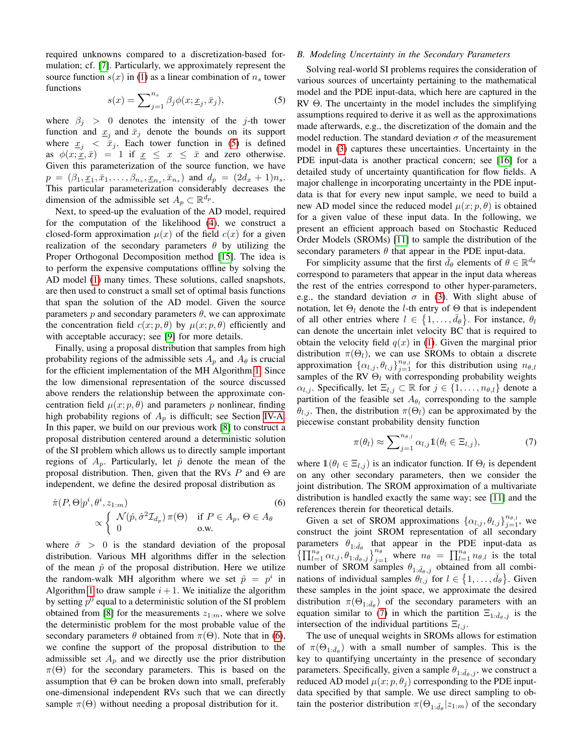required unknowns compared to a discretization-based formulation; cf. [7]. Particularly, we approximately represent the source function $s(x)$ in (1) as a linear combination of $n_s$ tower functions

$$s(x) = \sum_{j=1}^{n_s} \beta_j \phi(x; \underline{x}_j, \bar{x}_j), \tag{5}$$

where $\beta_j > 0$ denotes the intensity of the $j$-th tower function and $\underline{x}_j$ and $\bar{x}_j$ denote the bounds on its support where $\underline{x}_j < \bar{x}_j$. Each tower function in (5) is defined as $\phi(x; \underline{x}, \bar{x}) = 1$ if $\underline{x} \leq x \leq \bar{x}$ and zero otherwise. Given this parameterization of the source function, we have $p = (\beta_1, \underline{x}_1, \bar{x}_1, \dots, \beta_{n_s}, \underline{x}_{n_s}, \bar{x}_{n_s})$ and $d_p = (2d_x + 1)n_s$. This particular parameterization considerably decreases the dimension of the admissible set $A_p \subset \mathbb{R}^{d_p}$.

Next, to speed-up the evaluation of the AD model, required for the computation of the likelihood (4), we construct a closed-form approximation $\mu(x)$ of the field $c(x)$ for a given realization of the secondary parameters $\theta$ by utilizing the Proper Orthogonal Decomposition method [15]. The idea is to perform the expensive computations offline by solving the AD model (1) many times. These solutions, called snapshots, are then used to construct a small set of optimal basis functions that span the solution of the AD model. Given the source parameters $p$ and secondary parameters $\theta$, we can approximate the concentration field $c(x; p, \theta)$ by $\mu(x; p, \theta)$ efficiently and with acceptable accuracy; see [9] for more details.

Finally, using a proposal distribution that samples from high probability regions of the admissible sets $A_p$ and $A_\theta$ is crucial for the efficient implementation of the MH Algorithm 1. Since the low dimensional representation of the source discussed above renders the relationship between the approximate concentration field $\mu(x; p, \theta)$ and parameters $p$ nonlinear, finding high probability regions of $A_p$ is difficult; see Section IV-A. In this paper, we build on our previous work [8] to construct a proposal distribution centered around a deterministic solution of the SI problem which allows us to directly sample important regions of $A_p$. Particularly, let $\hat{p}$ denote the mean of the proposal distribution. Then, given that the RVs $P$ and $\Theta$ are independent, we define the desired proposal distribution as

$$\hat{\pi}(P, \Theta | p^i, \theta^i, z_{1:m}) \propto \begin{cases} \mathcal{N}(\hat{p}, \hat{\sigma}^2 \mathcal{I}_{d_p})\, \pi(\Theta) & \text{if } P \in A_p,\ \Theta \in A_\theta \\ 0 & \text{o.w.} \end{cases} \tag{6}$$

where $\hat{\sigma} > 0$ is the standard deviation of the proposal distribution. Various MH algorithms differ in the selection of the mean $\hat{p}$ of the proposal distribution. Here we utilize the random-walk MH algorithm where we set $\hat{p} = p^i$ in Algorithm 1 to draw sample $i+1$. We initialize the algorithm by setting $p^0$ equal to a deterministic solution of the SI problem obtained from [8] for the measurements $z_{1:m}$, where we solve the deterministic problem for the most probable value of the secondary parameters $\theta$ obtained from $\pi(\Theta)$. Note that in (6), we confine the support of the proposal distribution to the admissible set $A_p$ and we directly use the prior distribution $\pi(\Theta)$ for the secondary parameters. This is based on the assumption that $\Theta$ can be broken down into small, preferably one-dimensional independent RVs such that we can directly sample $\pi(\Theta)$ without needing a proposal distribution for it.

### B. Modeling Uncertainty in the Secondary Parameters

Solving real-world SI problems requires the consideration of various sources of uncertainty pertaining to the mathematical model and the PDE input-data, which here are captured in the RV $\Theta$. The uncertainty in the model includes the simplifying assumptions required to derive it as well as the approximations made afterwards, e.g., the discretization of the domain and the model reduction. The standard deviation $\sigma$ of the measurement model in (3) captures these uncertainties. Uncertainty in the PDE input-data is another practical concern; see [16] for a detailed study of uncertainty quantification for flow fields. A major challenge in incorporating uncertainty in the PDE input-data is that for every new input sample, we need to build a new AD model since the reduced model $\mu(x; p, \theta)$ is obtained for a given value of these input data. In the following, we present an efficient approach based on Stochastic Reduced Order Models (SROMs) [11] to sample the distribution of the secondary parameters $\theta$ that appear in the PDE input-data.

For simplicity assume that the first $\bar{d}_\theta$ elements of $\theta \in \mathbb{R}^{d_\theta}$ correspond to parameters that appear in the input data whereas the rest of the entries correspond to other hyper-parameters, e.g., the standard deviation $\sigma$ in (3). With slight abuse of notation, let $\Theta_l$ denote the $l$-th entry of $\Theta$ that is independent of all other entries where $l \in \{1, \dots, \bar{d}_\theta\}$. For instance, $\theta_l$ can denote the uncertain inlet velocity BC that is required to obtain the velocity field $q(x)$ in (1). Given the marginal prior distribution $\pi(\Theta_l)$, we can use SROMs to obtain a discrete approximation $\{\alpha_{l,j}, \theta_{l,j}\}_{j=1}^{n_{\theta,l}}$ for this distribution using $n_{\theta,l}$ samples of the RV $\Theta_l$ with corresponding probability weights $\alpha_{l,j}$. Specifically, let $\Xi_{l,j} \subset \mathbb{R}$ for $j \in \{1, \dots, n_{\theta,l}\}$ denote a partition of the feasible set $A_{\theta_l}$ corresponding to the sample $\theta_{l,j}$. Then, the distribution $\pi(\Theta_l)$ can be approximated by the piecewise constant probability density function

$$\pi(\theta_l) \approx \sum_{j=1}^{n_{\theta,l}} \alpha_{l,j} \mathbb{1}(\theta_l \in \Xi_{l,j}), \tag{7}$$

where $\mathbb{1}(\theta_l \in \Xi_{l,j})$ is an indicator function. If $\Theta_l$ is dependent on any other secondary parameters, then we consider the joint distribution. The SROM approximation of a multivariate distribution is handled exactly the same way; see [11] and the references therein for theoretical details.

Given a set of SROM approximations $\{\alpha_{l,j}, \theta_{l,j}\}_{j=1}^{n_{\theta,l}}$, we construct the joint SROM representation of all secondary parameters $\theta_{1:\bar{d}_\theta}$ that appear in the PDE input-data as $\left\{\prod_{l=1}^{n_\theta} \alpha_{l,j}, \theta_{1:\bar{d}_\theta,j}\right\}_{j=1}^{n_\theta}$ where $n_\theta = \prod_{l=1}^{n_\theta} n_{\theta,l}$ is the total number of SROM samples $\theta_{1:\bar{d}_\theta,j}$ obtained from all combinations of individual samples $\theta_{l,j}$ for $l \in \{1, \dots, \bar{d}_\theta\}$. Given these samples in the joint space, we approximate the desired distribution $\pi(\Theta_{1:\bar{d}_\theta})$ of the secondary parameters with an equation similar to (7) in which the partition $\Xi_{1:\bar{d}_\theta,j}$ is the intersection of the individual partitions $\Xi_{l,j}$.

The use of unequal weights in SROMs allows for estimation of $\pi(\Theta_{1:\bar{d}_\theta})$ with a small number of samples. This is the key to quantifying uncertainty in the presence of secondary parameters. Specifically, given a sample $\theta_{1:\bar{d}_\theta,j}$, we construct a reduced AD model $\mu(x; p, \theta_j)$ corresponding to the PDE input-data specified by that sample. We use direct sampling to obtain the posterior distribution $\pi(\Theta_{1:\bar{d}_\theta} | z_{1:m})$ of the secondary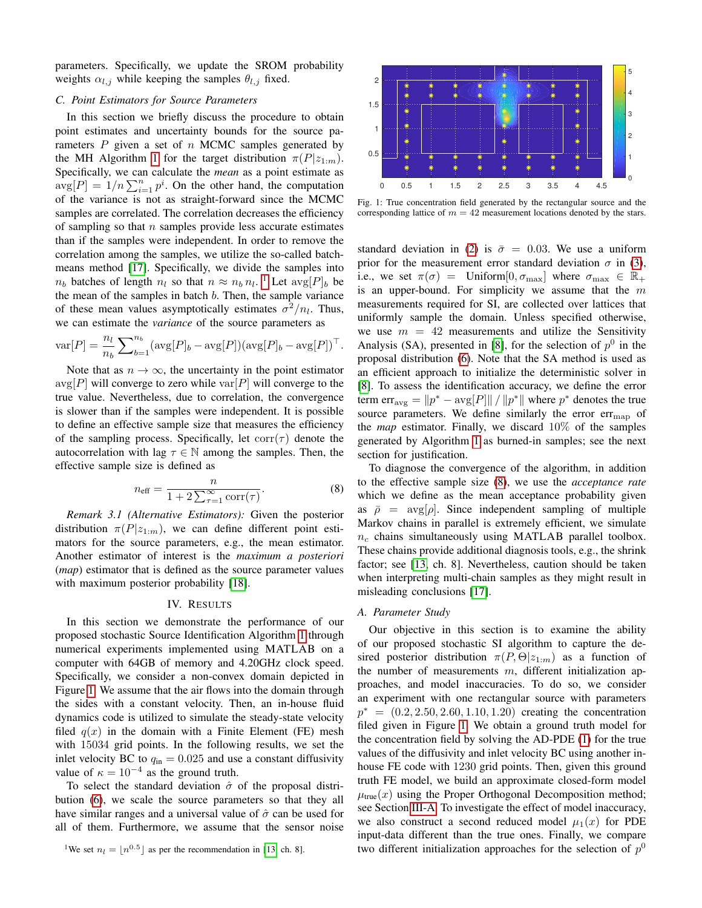parameters. Specifically, we update the SROM probability weights $\alpha_{l,j}$ while keeping the samples $\theta_{l,j}$ fixed.

### C. Point Estimators for Source Parameters

In this section we briefly discuss the procedure to obtain point estimates and uncertainty bounds for the source parameters $P$ given a set of $n$ MCMC samples generated by the MH Algorithm 1 for the target distribution $\pi(P|z_{1:m})$. Specifically, we can calculate the *mean* as a point estimate as $\text{avg}[P] = 1/n \sum_{i=1}^{n} p^i$. On the other hand, the computation of the variance is not as straight-forward since the MCMC samples are correlated. The correlation decreases the efficiency of sampling so that $n$ samples provide less accurate estimates than if the samples were independent. In order to remove the correlation among the samples, we utilize the so-called batch-means method [17]. Specifically, we divide the samples into $n_b$ batches of length $n_l$ so that $n \approx n_b n_l$. [1] Let $\text{avg}[P]_b$ be the mean of the samples in batch $b$. Then, the sample variance of these mean values asymptotically estimates $\sigma^2/n_l$. Thus, we can estimate the *variance* of the source parameters as

$$\text{var}[P] = \frac{n_l}{n_b} \sum_{b=1}^{n_b} (\text{avg}[P]_b - \text{avg}[P])(\text{avg}[P]_b - \text{avg}[P])^\top.$$

Note that as $n \to \infty$, the uncertainty in the point estimator $\text{avg}[P]$ will converge to zero while $\text{var}[P]$ will converge to the true value. Nevertheless, due to correlation, the convergence is slower than if the samples were independent. It is possible to define an effective sample size that measures the efficiency of the sampling process. Specifically, let $\text{corr}(\tau)$ denote the autocorrelation with lag $\tau \in \mathbb{N}$ among the samples. Then, the effective sample size is defined as

$$n_{\text{eff}} = \frac{n}{1 + 2\sum_{\tau=1}^{\infty} \text{corr}(\tau)}. \tag{8}$$

*Remark 3.1 (Alternative Estimators):* Given the posterior distribution $\pi(P|z_{1:m})$, we can define different point estimators for the source parameters, e.g., the mean estimator. Another estimator of interest is the *maximum a posteriori* (*map*) estimator that is defined as the source parameter values with maximum posterior probability [18].

## IV. Results

In this section we demonstrate the performance of our proposed stochastic Source Identification Algorithm 1 through numerical experiments implemented using MATLAB on a computer with 64GB of memory and 4.20GHz clock speed. Specifically, we consider a non-convex domain depicted in Figure 1. We assume that the air flows into the domain through the sides with a constant velocity. Then, an in-house fluid dynamics code is utilized to simulate the steady-state velocity filed $q(x)$ in the domain with a Finite Element (FE) mesh with 15034 grid points. In the following results, we set the inlet velocity BC to $q_{\text{in}} = 0.025$ and use a constant diffusivity value of $\kappa = 10^{-4}$ as the ground truth.

To select the standard deviation $\hat{\sigma}$ of the proposal distribution (6), we scale the source parameters so that they all have similar ranges and a universal value of $\hat{\sigma}$ can be used for all of them. Furthermore, we assume that the sensor noise

[1] We set $n_l = \lfloor n^{0.5} \rfloor$ as per the recommendation in [13, ch. 8].

Fig. 1: True concentration field generated by the rectangular source and the corresponding lattice of $m = 42$ measurement locations denoted by the stars.

standard deviation in (2) is $\bar{\sigma} = 0.03$. We use a uniform prior for the measurement error standard deviation $\sigma$ in (3), i.e., we set $\pi(\sigma) = \text{Uniform}[0, \sigma_{\max}]$ where $\sigma_{\max} \in \mathbb{R}_+$ is an upper-bound. For simplicity we assume that the $m$ measurements required for SI, are collected over lattices that uniformly sample the domain. Unless specified otherwise, we use $m = 42$ measurements and utilize the Sensitivity Analysis (SA), presented in [8], for the selection of $p^0$ in the proposal distribution (6). Note that the SA method is used as an efficient approach to initialize the deterministic solver in [8]. To assess the identification accuracy, we define the error term $\text{err}_{\text{avg}} = \|p^* - \text{avg}[P]\| \,/\, \|p^*\|$ where $p^*$ denotes the true source parameters. We define similarly the error $\text{err}_{\text{map}}$ of the *map* estimator. Finally, we discard 10% of the samples generated by Algorithm 1 as burned-in samples; see the next section for justification.

To diagnose the convergence of the algorithm, in addition to the effective sample size (8), we use the *acceptance rate* which we define as the mean acceptance probability given as $\bar{\rho} = \text{avg}[\rho]$. Since independent sampling of multiple Markov chains in parallel is extremely efficient, we simulate $n_c$ chains simultaneously using MATLAB parallel toolbox. These chains provide additional diagnosis tools, e.g., the shrink factor; see [13, ch. 8]. Nevertheless, caution should be taken when interpreting multi-chain samples as they might result in misleading conclusions [17].

### A. Parameter Study

Our objective in this section is to examine the ability of our proposed stochastic SI algorithm to capture the desired posterior distribution $\pi(P, \Theta|z_{1:m})$ as a function of the number of measurements $m$, different initialization approaches, and model inaccuracies. To do so, we consider an experiment with one rectangular source with parameters $p^* = (0.2, 2.50, 2.60, 1.10, 1.20)$ creating the concentration filed given in Figure 1. We obtain a ground truth model for the concentration field by solving the AD-PDE (1) for the true values of the diffusivity and inlet velocity BC using another in-house FE code with 1230 grid points. Then, given this ground truth FE model, we build an approximate closed-form model $\mu_{\text{true}}(x)$ using the Proper Orthogonal Decomposition method; see Section III-A. To investigate the effect of model inaccuracy, we also construct a second reduced model $\mu_1(x)$ for PDE input-data different than the true ones. Finally, we compare two different initialization approaches for the selection of $p^0$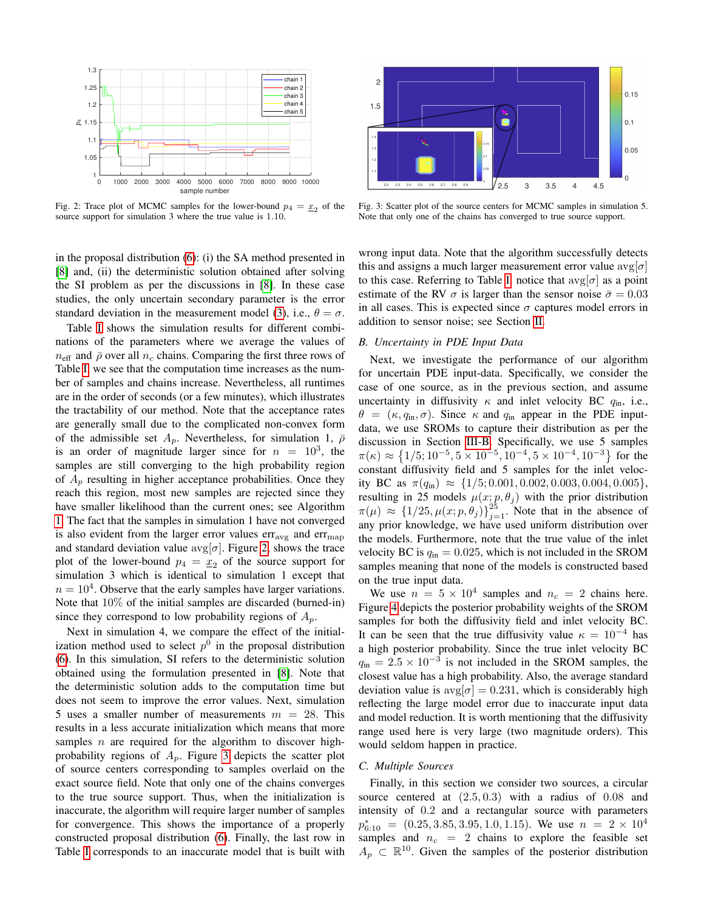Fig. 2: Trace plot of MCMC samples for the lower-bound $p_4 = \underline{x}_2$ of the source support for simulation 3 where the true value is 1.10.

Fig. 3: Scatter plot of the source centers for MCMC samples in simulation 5. Note that only one of the chains has converged to true source support.

in the proposal distribution (6): (i) the SA method presented in [8] and, (ii) the deterministic solution obtained after solving the SI problem as per the discussions in [8]. In these case studies, the only uncertain secondary parameter is the error standard deviation in the measurement model (3), i.e., $\theta = \sigma$.

Table I shows the simulation results for different combinations of the parameters where we average the values of $n_{\text{eff}}$ and $\bar{\rho}$ over all $n_c$ chains. Comparing the first three rows of Table I, we see that the computation time increases as the number of samples and chains increase. Nevertheless, all runtimes are in the order of seconds (or a few minutes), which illustrates the tractability of our method. Note that the acceptance rates are generally small due to the complicated non-convex form of the admissible set $A_p$. Nevertheless, for simulation 1, $\bar{\rho}$ is an order of magnitude larger since for $n = 10^3$, the samples are still converging to the high probability region of $A_p$ resulting in higher acceptance probabilities. Once they reach this region, most new samples are rejected since they have smaller likelihood than the current ones; see Algorithm 1. The fact that the samples in simulation 1 have not converged is also evident from the larger error values $\text{err}_{\text{avg}}$ and $\text{err}_{\text{map}}$ and standard deviation value $\text{avg}[\sigma]$. Figure 2 shows the trace plot of the lower-bound $p_4 = \underline{x}_2$ of the source support for simulation 3 which is identical to simulation 1 except that $n = 10^4$. Observe that the early samples have larger variations. Note that 10% of the initial samples are discarded (burned-in) since they correspond to low probability regions of $A_p$.

Next in simulation 4, we compare the effect of the initialization method used to select $p^0$ in the proposal distribution (6). In this simulation, SI refers to the deterministic solution obtained using the formulation presented in [8]. Note that the deterministic solution adds to the computation time but does not seem to improve the error values. Next, simulation 5 uses a smaller number of measurements $m = 28$. This results in a less accurate initialization which means that more samples $n$ are required for the algorithm to discover high-probability regions of $A_p$. Figure 3 depicts the scatter plot of the source centers corresponding to samples overlaid on the exact source field. Note that only one of the chains converges to the true source support. Thus, when the initialization is inaccurate, the algorithm will require larger number of samples for convergence. This shows the importance of a properly constructed proposal distribution (6). Finally, the last row in Table I corresponds to an inaccurate model that is built with wrong input data. Note that the algorithm successfully detects this and assigns a much larger measurement error value $\text{avg}[\sigma]$ to this case. Referring to Table I notice that $\text{avg}[\sigma]$ as a point estimate of the RV $\sigma$ is larger than the sensor noise $\bar{\sigma} = 0.03$ in all cases. This is expected since $\sigma$ captures model errors in addition to sensor noise; see Section II.

### B. Uncertainty in PDE Input Data

Next, we investigate the performance of our algorithm for uncertain PDE input-data. Specifically, we consider the case of one source, as in the previous section, and assume uncertainty in diffusivity $\kappa$ and inlet velocity BC $q_{\text{in}}$, i.e., $\theta = (\kappa, q_{\text{in}}, \sigma)$. Since $\kappa$ and $q_{\text{in}}$ appear in the PDE input-data, we use SROMs to capture their distribution as per the discussion in Section III-B. Specifically, we use 5 samples $\pi(\kappa) \approx \{1/5; 10^{-5}, 5 \times 10^{-5}, 10^{-4}, 5 \times 10^{-4}, 10^{-3}\}$ for the constant diffusivity field and 5 samples for the inlet velocity BC as $\pi(q_{\text{in}}) \approx \{1/5; 0.001, 0.002, 0.003, 0.004, 0.005\}$, resulting in 25 models $\mu(x; p, \theta_j)$ with the prior distribution $\pi(\mu) \approx \{1/25, \mu(x; p, \theta_j)\}_{j=1}^{25}$. Note that in the absence of any prior knowledge, we have used uniform distribution over the models. Furthermore, note that the true value of the inlet velocity BC is $q_{\text{in}} = 0.025$, which is not included in the SROM samples meaning that none of the models is constructed based on the true input data.

We use $n = 5 \times 10^4$ samples and $n_c = 2$ chains here. Figure 4 depicts the posterior probability weights of the SROM samples for both the diffusivity field and inlet velocity BC. It can be seen that the true diffusivity value $\kappa = 10^{-4}$ has a high posterior probability. Since the true inlet velocity BC $q_{\text{in}} = 2.5 \times 10^{-3}$ is not included in the SROM samples, the closest value has a high probability. Also, the average standard deviation value is $\text{avg}[\sigma] = 0.231$, which is considerably high reflecting the large model error due to inaccurate input data and model reduction. It is worth mentioning that the diffusivity range used here is very large (two magnitude orders). This would seldom happen in practice.

### C. Multiple Sources

Finally, in this section we consider two sources, a circular source centered at $(2.5, 0.3)$ with a radius of 0.08 and intensity of 0.2 and a rectangular source with parameters $p^*_{6:10} = (0.25, 3.85, 3.95, 1.0, 1.15)$. We use $n = 2 \times 10^4$ samples and $n_c = 2$ chains to explore the feasible set $A_p \subset \mathbb{R}^{10}$. Given the samples of the posterior distribution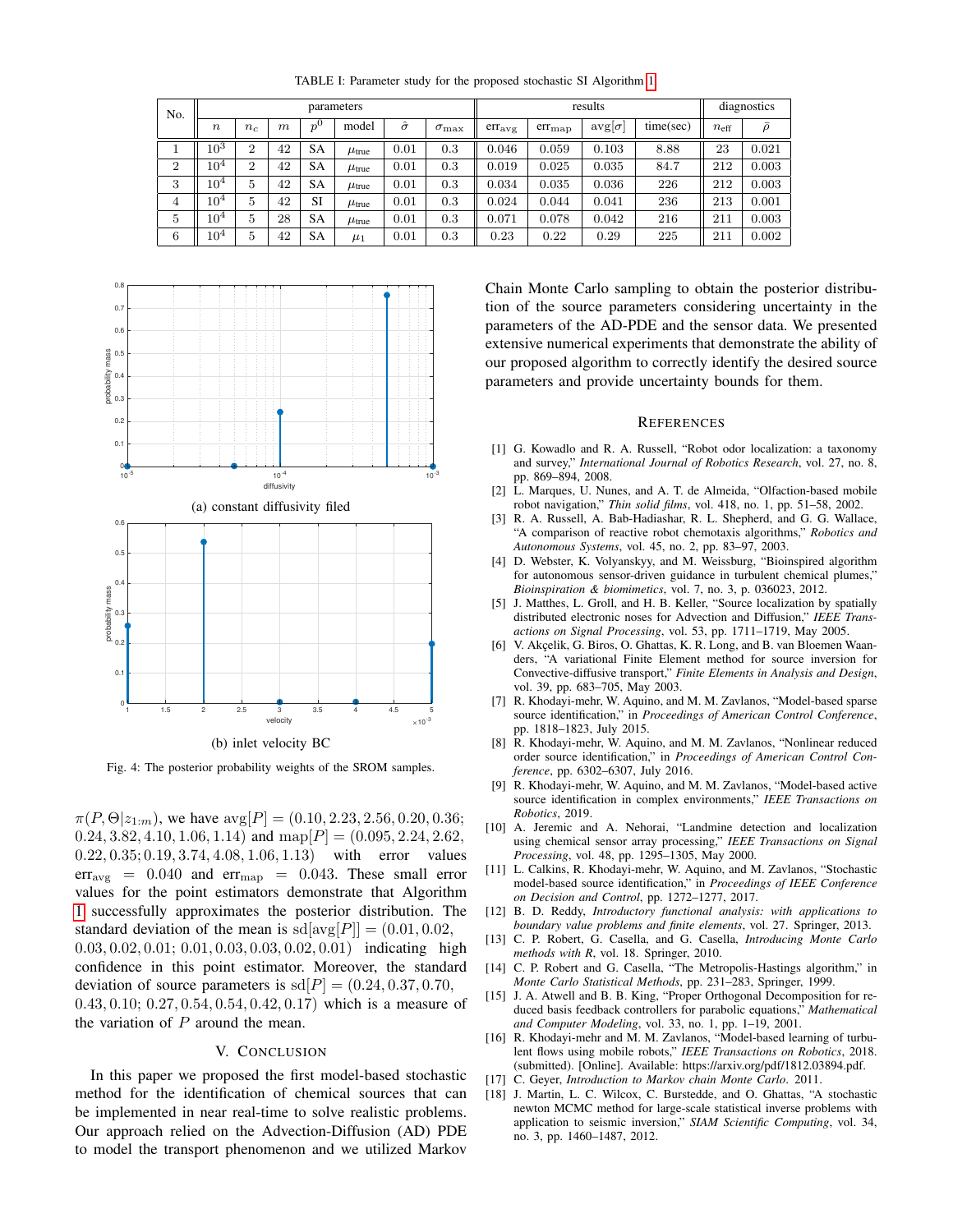TABLE I: Parameter study for the proposed stochastic SI Algorithm 1

| No. | parameters | | | | | | | results | | | | diagnostics | |
|---|---|---|---|---|---|---|---|---|---|---|---|---|---|
| | $n$ | $n_c$ | $m$ | $p^0$ | model | $\hat{\sigma}$ | $\sigma_{\max}$ | $\text{err}_{\text{avg}}$ | $\text{err}_{\text{map}}$ | $\text{avg}[\sigma]$ | time(sec) | $n_{\text{eff}}$ | $\bar{\rho}$ |
| 1 | $10^3$ | 2 | 42 | SA | $\mu_{\text{true}}$ | 0.01 | 0.3 | 0.046 | 0.059 | 0.103 | 8.88 | 23 | 0.021 |
| 2 | $10^4$ | 2 | 42 | SA | $\mu_{\text{true}}$ | 0.01 | 0.3 | 0.019 | 0.025 | 0.035 | 84.7 | 212 | 0.003 |
| 3 | $10^4$ | 5 | 42 | SA | $\mu_{\text{true}}$ | 0.01 | 0.3 | 0.034 | 0.035 | 0.036 | 226 | 212 | 0.003 |
| 4 | $10^4$ | 5 | 42 | SI | $\mu_{\text{true}}$ | 0.01 | 0.3 | 0.024 | 0.044 | 0.041 | 236 | 213 | 0.001 |
| 5 | $10^4$ | 5 | 28 | SA | $\mu_{\text{true}}$ | 0.01 | 0.3 | 0.071 | 0.078 | 0.042 | 216 | 211 | 0.003 |
| 6 | $10^4$ | 5 | 42 | SA | $\mu_1$ | 0.01 | 0.3 | 0.23 | 0.22 | 0.29 | 225 | 211 | 0.002 |

probability mass
diffusivity
$10^{-5}$
$10^{-4}$
$10^{-3}$

(a) constant diffusivity filed

probability mass
velocity
$\times 10^{-3}$

(b) inlet velocity BC

Fig. 4: The posterior probability weights of the SROM samples.

$\pi(P, \Theta|z_{1:m})$, we have $\text{avg}[P] = (0.10, 2.23, 2.56, 0.20, 0.36; 0.24, 3.82, 4.10, 1.06, 1.14)$ and $\text{map}[P] = (0.095, 2.24, 2.62, 0.22, 0.35; 0.19, 3.74, 4.08, 1.06, 1.13)$ with error values $\text{err}_{\text{avg}} = 0.040$ and $\text{err}_{\text{map}} = 0.043$. These small error values for the point estimators demonstrate that Algorithm 1 successfully approximates the posterior distribution. The standard deviation of the mean is $\text{sd}[\text{avg}[P]] = (0.01, 0.02, 0.03, 0.02, 0.01; 0.01, 0.03, 0.03, 0.02, 0.01)$ indicating high confidence in this point estimator. Moreover, the standard deviation of source parameters is $\text{sd}[P] = (0.24, 0.37, 0.70, 0.43, 0.10; 0.27, 0.54, 0.54, 0.42, 0.17)$ which is a measure of the variation of $P$ around the mean.

## V. Conclusion

In this paper we proposed the first model-based stochastic method for the identification of chemical sources that can be implemented in near real-time to solve realistic problems. Our approach relied on the Advection-Diffusion (AD) PDE to model the transport phenomenon and we utilized Markov Chain Monte Carlo sampling to obtain the posterior distribution of the source parameters considering uncertainty in the parameters of the AD-PDE and the sensor data. We presented extensive numerical experiments that demonstrate the ability of our proposed algorithm to correctly identify the desired source parameters and provide uncertainty bounds for them.

## References

[1] G. Kowadlo and R. A. Russell, "Robot odor localization: a taxonomy and survey," *International Journal of Robotics Research*, vol. 27, no. 8, pp. 869–894, 2008.

[2] L. Marques, U. Nunes, and A. T. de Almeida, "Olfaction-based mobile robot navigation," *Thin solid films*, vol. 418, no. 1, pp. 51–58, 2002.

[3] R. A. Russell, A. Bab-Hadiashar, R. L. Shepherd, and G. G. Wallace, "A comparison of reactive robot chemotaxis algorithms," *Robotics and Autonomous Systems*, vol. 45, no. 2, pp. 83–97, 2003.

[4] D. Webster, K. Volyanskyy, and M. Weissburg, "Bioinspired algorithm for autonomous sensor-driven guidance in turbulent chemical plumes," *Bioinspiration & biomimetics*, vol. 7, no. 3, p. 036023, 2012.

[5] J. Matthes, L. Groll, and H. B. Keller, "Source localization by spatially distributed electronic noses for Advection and Diffusion," *IEEE Transactions on Signal Processing*, vol. 53, pp. 1711–1719, May 2005.

[6] V. Akçelik, G. Biros, O. Ghattas, K. R. Long, and B. van Bloemen Waanders, "A variational Finite Element method for source inversion for Convective-diffusive transport," *Finite Elements in Analysis and Design*, vol. 39, pp. 683–705, May 2003.

[7] R. Khodayi-mehr, W. Aquino, and M. M. Zavlanos, "Model-based sparse source identification," in *Proceedings of American Control Conference*, pp. 1818–1823, July 2015.

[8] R. Khodayi-mehr, W. Aquino, and M. M. Zavlanos, "Nonlinear reduced order source identification," in *Proceedings of American Control Conference*, pp. 6302–6307, July 2016.

[9] R. Khodayi-mehr, W. Aquino, and M. M. Zavlanos, "Model-based active source identification in complex environments," *IEEE Transactions on Robotics*, 2019.

[10] A. Jeremic and A. Nehorai, "Landmine detection and localization using chemical sensor array processing," *IEEE Transactions on Signal Processing*, vol. 48, pp. 1295–1305, May 2000.

[11] L. Calkins, R. Khodayi-mehr, W. Aquino, and M. Zavlanos, "Stochastic model-based source identification," in *Proceedings of IEEE Conference on Decision and Control*, pp. 1272–1277, 2017.

[12] B. D. Reddy, *Introductory functional analysis: with applications to boundary value problems and finite elements*, vol. 27. Springer, 2013.

[13] C. P. Robert, G. Casella, and G. Casella, *Introducing Monte Carlo methods with R*, vol. 18. Springer, 2010.

[14] C. P. Robert and G. Casella, "The Metropolis-Hastings algorithm," in *Monte Carlo Statistical Methods*, pp. 231–283, Springer, 1999.

[15] J. A. Atwell and B. B. King, "Proper Orthogonal Decomposition for reduced basis feedback controllers for parabolic equations," *Mathematical and Computer Modeling*, vol. 33, no. 1, pp. 1–19, 2001.

[16] R. Khodayi-mehr and M. M. Zavlanos, "Model-based learning of turbulent flows using mobile robots," *IEEE Transactions on Robotics*, 2018. (submitted). [Online]. Available: https://arxiv.org/pdf/1812.03894.pdf.

[17] C. Geyer, *Introduction to Markov chain Monte Carlo*. 2011.

[18] J. Martin, L. C. Wilcox, C. Burstedde, and O. Ghattas, "A stochastic newton MCMC method for large-scale statistical inverse problems with application to seismic inversion," *SIAM Scientific Computing*, vol. 34, no. 3, pp. 1460–1487, 2012.